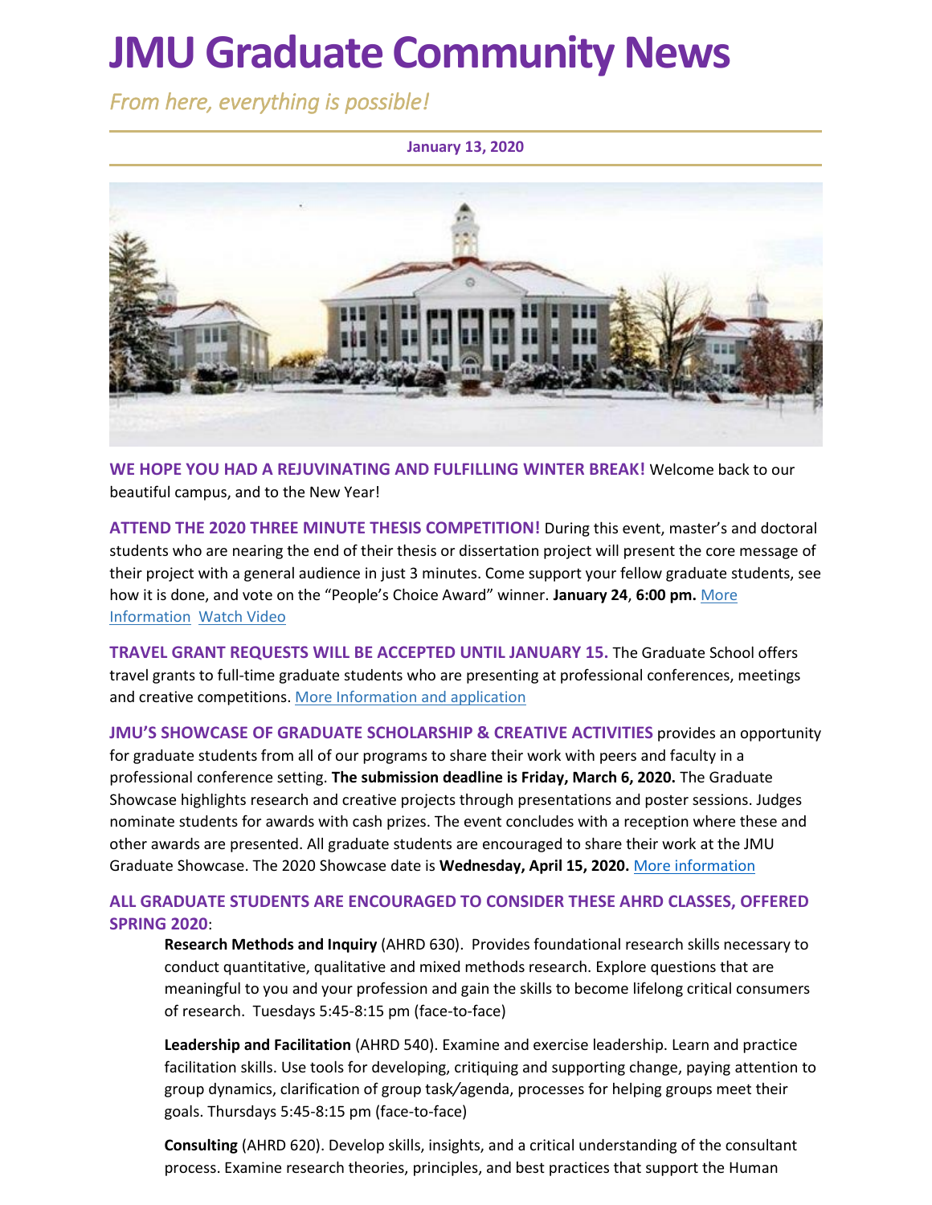# JMU Graduate Community News

*From here, everything is possible!*

**January 13, 2020**

**WE HOPE YOU HAD A REJUVINATING AND FULFILLING WINTER BREAK!** Welcome back to our beautiful campus, and to the New Year!

**ATTEND THE 2020 THREE MINUTE THESIS COMPETITION!** During this event, master's and doctoral students who are nearing the end of their thesis or dissertation project will present the core message of their project with a general audience in just 3 minutes. Come support your fellow graduate students, see how it is done, and vote on the "People's Choice Award" winner. **January 24**, **6:00 pm.** More Information Watch Video

**TRAVEL GRANT REQUESTS WILL BE ACCEPTED UNTIL JANUARY 15.** The Graduate School offers travel grants to full-time graduate students who are presenting at professional conferences, meetings and creative competitions. More Information and application

**JMU'S SHOWCASE OF GRADUATE SCHOLARSHIP & CREATIVE ACTIVITIES** provides an opportunity for graduate students from all of our programs to share their work with peers and faculty in a professional conference setting. **The submission deadline is Friday, March 6, 2020.** The Graduate Showcase highlights research and creative projects through presentations and poster sessions. Judges nominate students for awards with cash prizes. The event concludes with a reception where these and other awards are presented. All graduate students are encouraged to share their work at the JMU Graduate Showcase. The 2020 Showcase date is **Wednesday, April 15, 2020.** More information

**ALL GRADUATE STUDENTS ARE ENCOURAGED TO CONSIDER THESE AHRD CLASSES, OFFERED SPRING 2020**:

**Research Methods and Inquiry** (AHRD 630). Provides foundational research skills necessary to conduct quantitative, qualitative and mixed methods research. Explore questions that are meaningful to you and your profession and gain the skills to become lifelong critical consumers of research. Tuesdays 5:45-8:15 pm (face-to-face)

**Leadership and Facilitation** (AHRD 540). Examine and exercise leadership. Learn and practice facilitation skills. Use tools for developing, critiquing and supporting change, paying attention to group dynamics, clarification of group task/agenda, processes for helping groups meet their goals. Thursdays 5:45-8:15 pm (face-to-face)

**Consulting** (AHRD 620). Develop skills, insights, and a critical understanding of the consultant process. Examine research theories, principles, and best practices that support the Human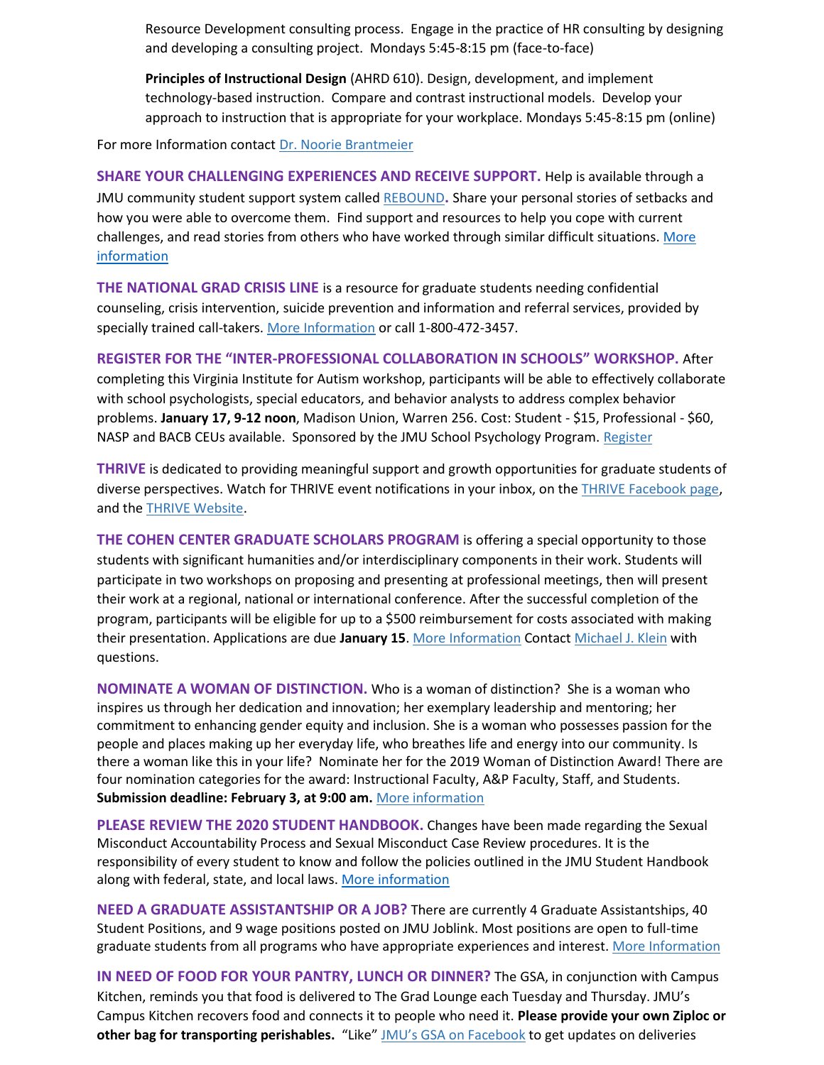Resource Development consulting process.  Engage in the practice of HR consulting by designing and developing a consulting project.  Mondays 5:45-8:15 pm (face-to-face)

**Principles of Instructional Design** (AHRD 610). Design, development, and implement technology-based instruction.  Compare and contrast instructional models.  Develop your approach to instruction that is appropriate for your workplace. Mondays 5:45-8:15 pm (online)

For more Information contact Dr. Noorie Brantmeier

**SHARE YOUR CHALLENGING EXPERIENCES AND RECEIVE SUPPORT.** Help is available through a JMU community student support system called REBOUND**.** Share your personal stories of setbacks and how you were able to overcome them.  Find support and resources to help you cope with current challenges, and read stories from others who have worked through similar difficult situations. More information

**THE NATIONAL GRAD CRISIS LINE** is a resource for graduate students needing confidential counseling, crisis intervention, suicide prevention and information and referral services, provided by specially trained call-takers. More Information or call 1-800-472-3457.

**REGISTER FOR THE "INTER-PROFESSIONAL COLLABORATION IN SCHOOLS" WORKSHOP.** After completing this Virginia Institute for Autism workshop, participants will be able to effectively collaborate with school psychologists, special educators, and behavior analysts to address complex behavior problems. **January 17, 9-12 noon**, Madison Union, Warren 256. Cost: Student - $15, Professional - $60, NASP and BACB CEUs available.  Sponsored by the JMU School Psychology Program. Register

**THRIVE** is dedicated to providing meaningful support and growth opportunities for graduate students of diverse perspectives. Watch for THRIVE event notifications in your inbox, on the THRIVE Facebook page, and the THRIVE Website.

**THE COHEN CENTER GRADUATE SCHOLARS PROGRAM** is offering a special opportunity to those students with significant humanities and/or interdisciplinary components in their work. Students will participate in two workshops on proposing and presenting at professional meetings, then will present their work at a regional, national or international conference. After the successful completion of the program, participants will be eligible for up to a $500 reimbursement for costs associated with making their presentation. Applications are due **January 15**. More Information Contact Michael J. Klein with questions.

**NOMINATE A WOMAN OF DISTINCTION.** Who is a woman of distinction?  She is a woman who inspires us through her dedication and innovation; her exemplary leadership and mentoring; her commitment to enhancing gender equity and inclusion. She is a woman who possesses passion for the people and places making up her everyday life, who breathes life and energy into our community. Is there a woman like this in your life?  Nominate her for the 2019 Woman of Distinction Award! There are four nomination categories for the award: Instructional Faculty, A&P Faculty, Staff, and Students. **Submission deadline: February 3, at 9:00 am.** More information

**PLEASE REVIEW THE 2020 STUDENT HANDBOOK.** Changes have been made regarding the Sexual Misconduct Accountability Process and Sexual Misconduct Case Review procedures. It is the responsibility of every student to know and follow the policies outlined in the JMU Student Handbook along with federal, state, and local laws. More information

**NEED A GRADUATE ASSISTANTSHIP OR A JOB?** There are currently 4 Graduate Assistantships, 40 Student Positions, and 9 wage positions posted on JMU Joblink. Most positions are open to full-time graduate students from all programs who have appropriate experiences and interest. More Information

**IN NEED OF FOOD FOR YOUR PANTRY, LUNCH OR DINNER?** The GSA, in conjunction with Campus Kitchen, reminds you that food is delivered to The Grad Lounge each Tuesday and Thursday. JMU's Campus Kitchen recovers food and connects it to people who need it. **Please provide your own Ziploc or other bag for transporting perishables.**  "Like" JMU's GSA on Facebook to get updates on deliveries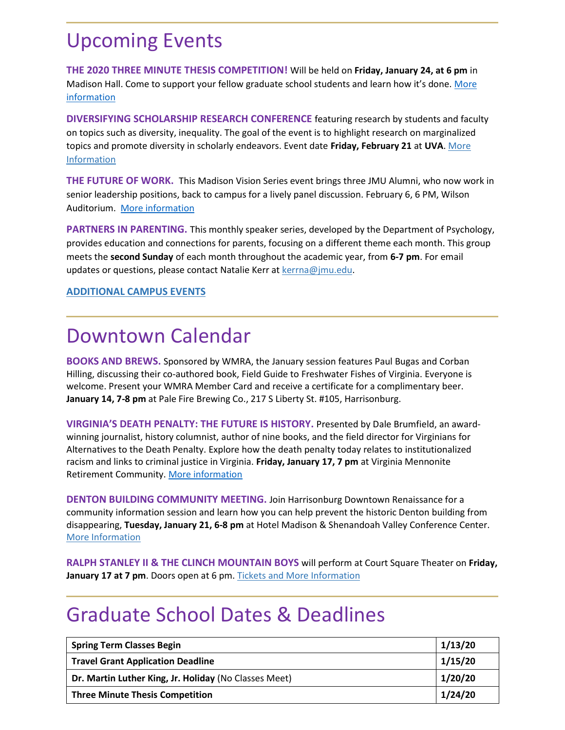# Upcoming Events

**THE 2020 THREE MINUTE THESIS COMPETITION!** Will be held on **Friday, January 24, at 6 pm** in Madison Hall. Come to support your fellow graduate school students and learn how it's done. More information

**DIVERSIFYING SCHOLARSHIP RESEARCH CONFERENCE** featuring research by students and faculty on topics such as diversity, inequality. The goal of the event is to highlight research on marginalized topics and promote diversity in scholarly endeavors. Event date **Friday, February 21** at **UVA**. More Information

**THE FUTURE OF WORK.** This Madison Vision Series event brings three JMU Alumni, who now work in senior leadership positions, back to campus for a lively panel discussion. February 6, 6 PM, Wilson Auditorium. More information

**PARTNERS IN PARENTING.** This monthly speaker series, developed by the Department of Psychology, provides education and connections for parents, focusing on a different theme each month. This group meets the **second Sunday** of each month throughout the academic year, from **6-7 pm**. For email updates or questions, please contact Natalie Kerr at kerrna@jmu.edu.

**ADDITIONAL CAMPUS EVENTS**

# Downtown Calendar

**BOOKS AND BREWS.** Sponsored by WMRA, the January session features Paul Bugas and Corban Hilling, discussing their co-authored book, Field Guide to Freshwater Fishes of Virginia. Everyone is welcome. Present your WMRA Member Card and receive a certificate for a complimentary beer. **January 14, 7-8 pm** at Pale Fire Brewing Co., 217 S Liberty St. #105, Harrisonburg.

**VIRGINIA'S DEATH PENALTY: THE FUTURE IS HISTORY.** Presented by Dale Brumfield, an award-winning journalist, history columnist, author of nine books, and the field director for Virginians for Alternatives to the Death Penalty. Explore how the death penalty today relates to institutionalized racism and links to criminal justice in Virginia. **Friday, January 17, 7 pm** at Virginia Mennonite Retirement Community. More information

**DENTON BUILDING COMMUNITY MEETING.** Join Harrisonburg Downtown Renaissance for a community information session and learn how you can help prevent the historic Denton building from disappearing, **Tuesday, January 21, 6-8 pm** at Hotel Madison & Shenandoah Valley Conference Center. More Information

**RALPH STANLEY II & THE CLINCH MOUNTAIN BOYS** will perform at Court Square Theater on **Friday, January 17 at 7 pm**. Doors open at 6 pm. Tickets and More Information

# Graduate School Dates & Deadlines

| | |
|---|---|
| **Spring Term Classes Begin** | **1/13/20** |
| **Travel Grant Application Deadline** | **1/15/20** |
| **Dr. Martin Luther King, Jr. Holiday** (No Classes Meet) | **1/20/20** |
| **Three Minute Thesis Competition** | **1/24/20** |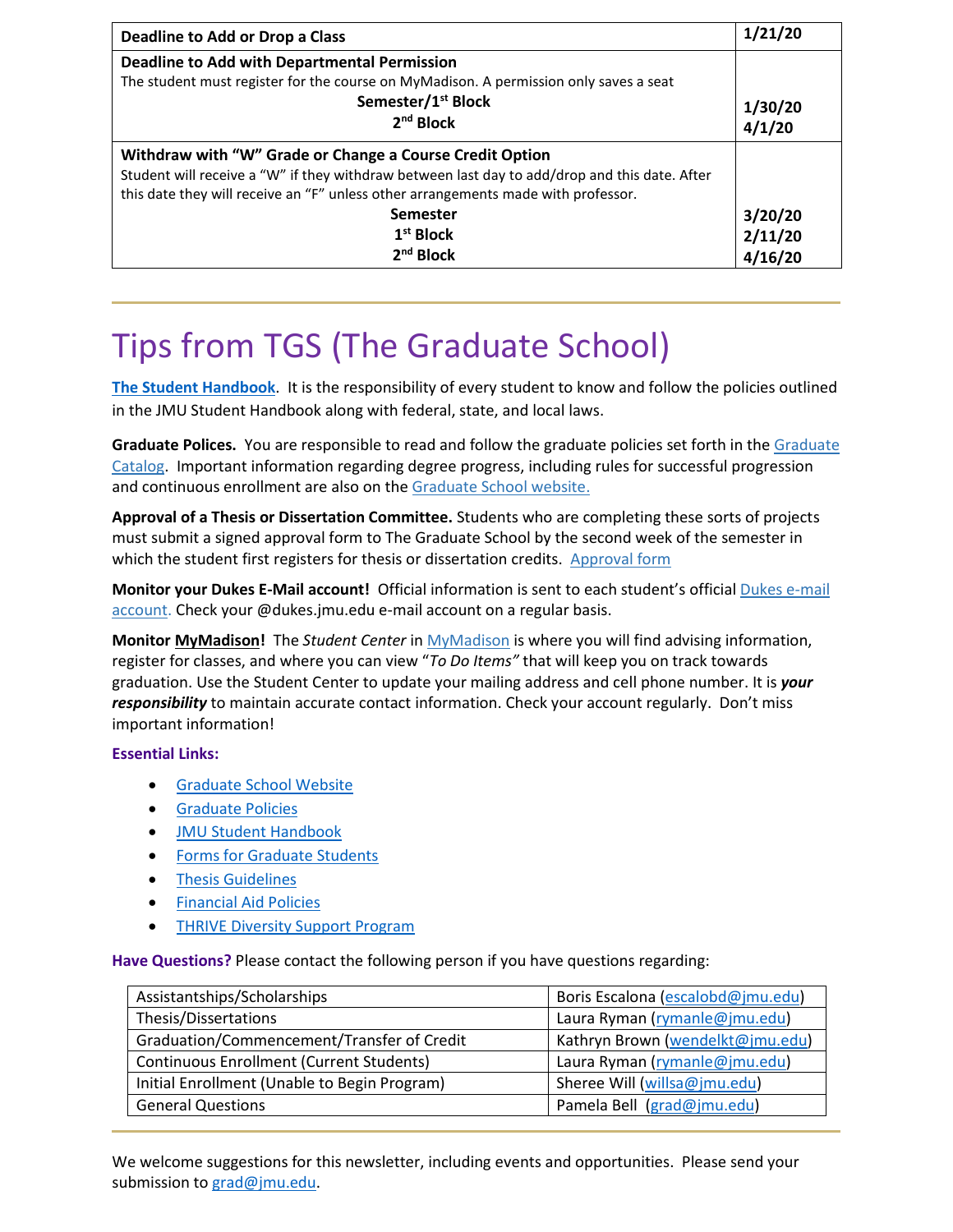| | |
|---|---|
| **Deadline to Add or Drop a Class** | **1/21/20** |
| **Deadline to Add with Departmental Permission**<br>The student must register for the course on MyMadison. A permission only saves a seat<br>**Semester/1st Block**<br>**2nd Block** | <br><br>**1/30/20**<br>**4/1/20** |
| **Withdraw with "W" Grade or Change a Course Credit Option**<br>Student will receive a "W" if they withdraw between last day to add/drop and this date. After this date they will receive an "F" unless other arrangements made with professor.<br>**Semester**<br>**1st Block**<br>**2nd Block** | <br><br><br>**3/20/20**<br>**2/11/20**<br>**4/16/20** |

# Tips from TGS (The Graduate School)

**The Student Handbook**. It is the responsibility of every student to know and follow the policies outlined in the JMU Student Handbook along with federal, state, and local laws.

**Graduate Polices.** You are responsible to read and follow the graduate policies set forth in the Graduate Catalog. Important information regarding degree progress, including rules for successful progression and continuous enrollment are also on the Graduate School website.

**Approval of a Thesis or Dissertation Committee.** Students who are completing these sorts of projects must submit a signed approval form to The Graduate School by the second week of the semester in which the student first registers for thesis or dissertation credits. Approval form

**Monitor your Dukes E-Mail account!** Official information is sent to each student's official Dukes e-mail account. Check your @dukes.jmu.edu e-mail account on a regular basis.

**Monitor MyMadison!** The *Student Center* in MyMadison is where you will find advising information, register for classes, and where you can view "*To Do Items"* that will keep you on track towards graduation. Use the Student Center to update your mailing address and cell phone number. It is ***your responsibility*** to maintain accurate contact information. Check your account regularly. Don't miss important information!

**Essential Links:**

- Graduate School Website
- Graduate Policies
- JMU Student Handbook
- Forms for Graduate Students
- Thesis Guidelines
- Financial Aid Policies
- THRIVE Diversity Support Program

**Have Questions?** Please contact the following person if you have questions regarding:

| | |
|---|---|
| Assistantships/Scholarships | Boris Escalona (escalobd@jmu.edu) |
| Thesis/Dissertations | Laura Ryman (rymanle@jmu.edu) |
| Graduation/Commencement/Transfer of Credit | Kathryn Brown (wendelkt@jmu.edu) |
| Continuous Enrollment (Current Students) | Laura Ryman (rymanle@jmu.edu) |
| Initial Enrollment (Unable to Begin Program) | Sheree Will (willsa@jmu.edu) |
| General Questions | Pamela Bell (grad@jmu.edu) |

We welcome suggestions for this newsletter, including events and opportunities. Please send your submission to grad@jmu.edu.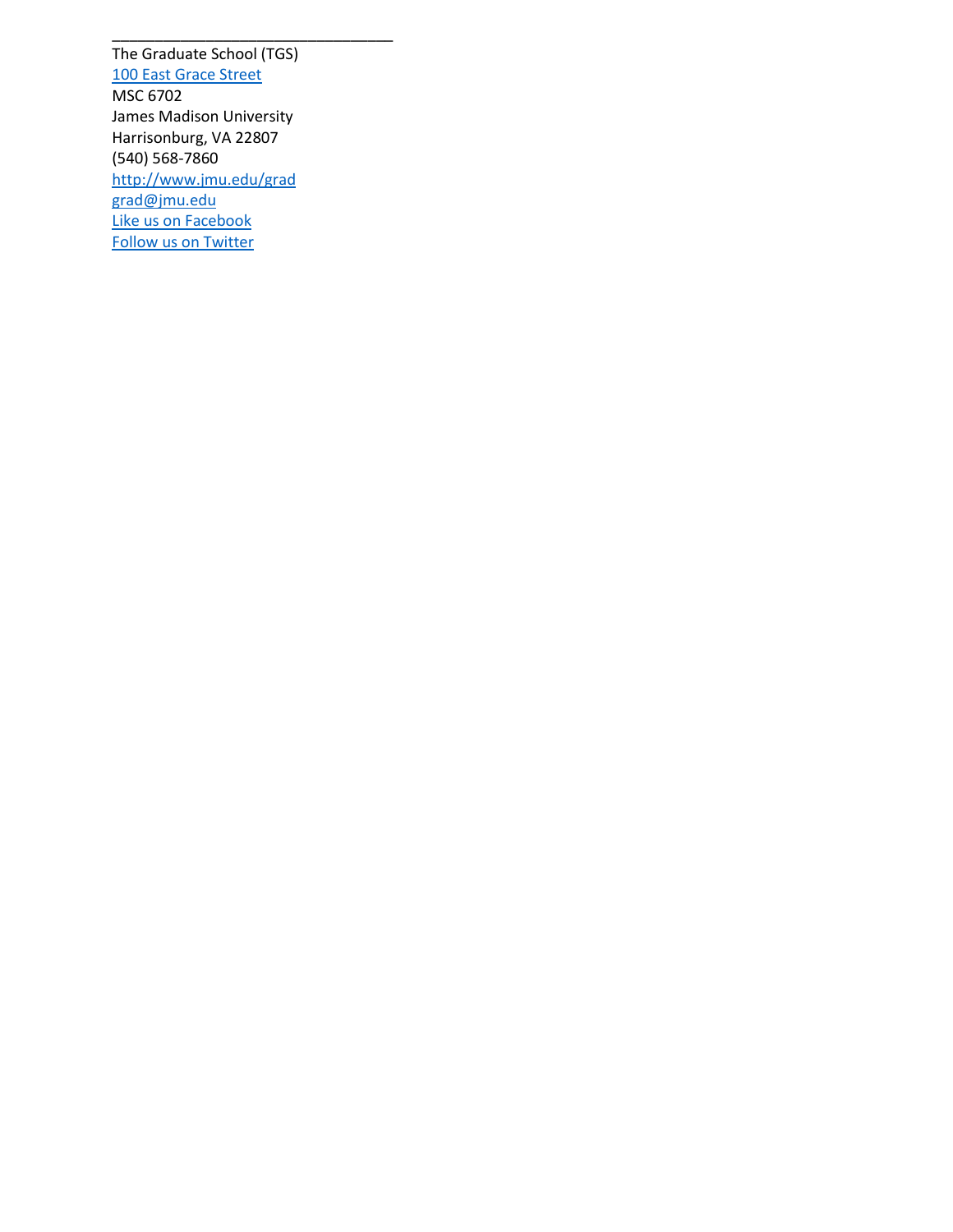\_\_\_\_\_\_\_\_\_\_\_\_\_\_\_\_\_\_\_\_\_\_\_\_\_\_\_\_\_\_\_\_\_

The Graduate School (TGS)  
100 East Grace Street  
MSC 6702  
James Madison University  
Harrisonburg, VA 22807  
(540) 568-7860  
http://www.jmu.edu/grad  
grad@jmu.edu  
Like us on Facebook  
Follow us on Twitter